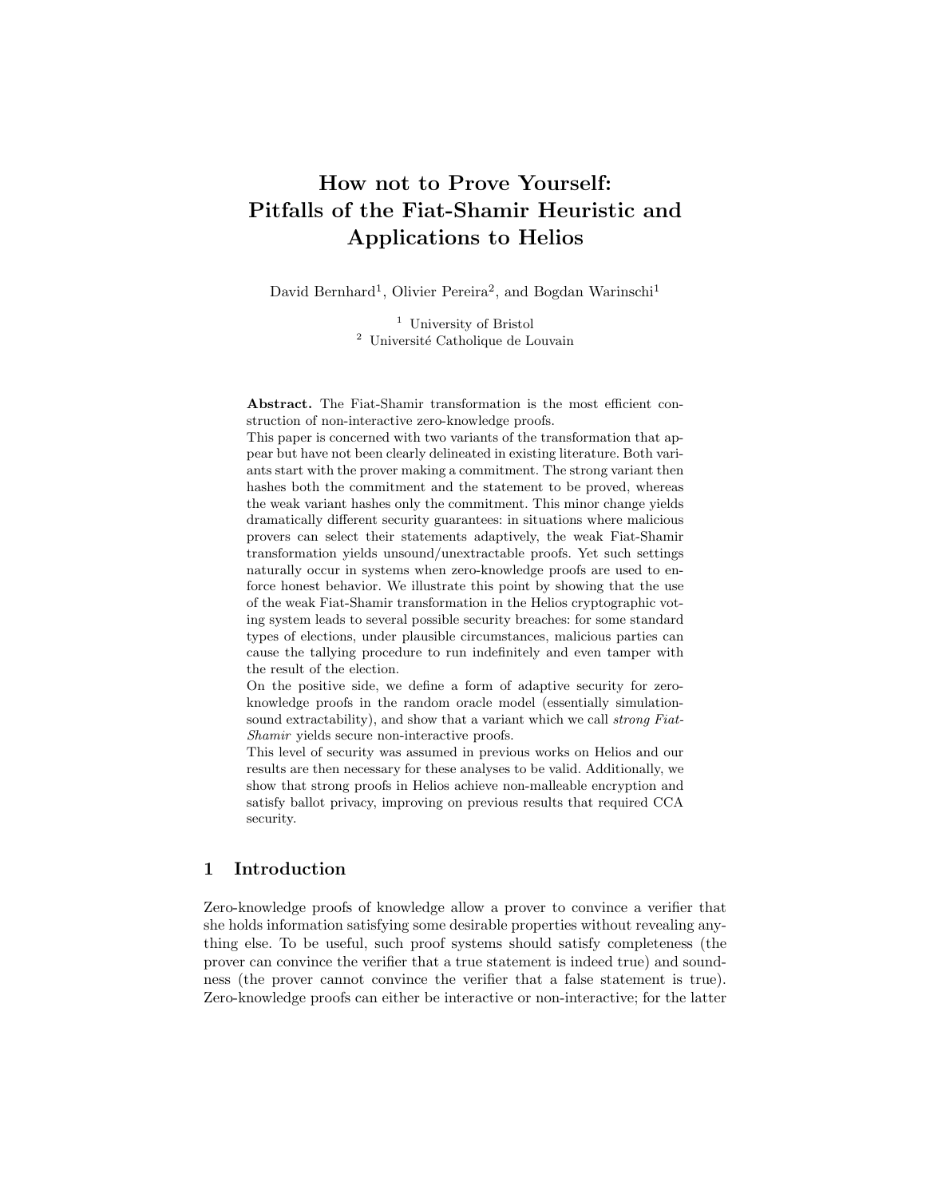# How not to Prove Yourself: Pitfalls of the Fiat-Shamir Heuristic and Applications to Helios

David Bernhard[1], Olivier Pereira[2], and Bogdan Warinschi[1]

[1] University of Bristol
[2] Université Catholique de Louvain

**Abstract.** The Fiat-Shamir transformation is the most efficient construction of non-interactive zero-knowledge proofs.

This paper is concerned with two variants of the transformation that appear but have not been clearly delineated in existing literature. Both variants start with the prover making a commitment. The strong variant then hashes both the commitment and the statement to be proved, whereas the weak variant hashes only the commitment. This minor change yields dramatically different security guarantees: in situations where malicious provers can select their statements adaptively, the weak Fiat-Shamir transformation yields unsound/unextractable proofs. Yet such settings naturally occur in systems when zero-knowledge proofs are used to enforce honest behavior. We illustrate this point by showing that the use of the weak Fiat-Shamir transformation in the Helios cryptographic voting system leads to several possible security breaches: for some standard types of elections, under plausible circumstances, malicious parties can cause the tallying procedure to run indefinitely and even tamper with the result of the election.

On the positive side, we define a form of adaptive security for zero-knowledge proofs in the random oracle model (essentially simulation-sound extractability), and show that a variant which we call *strong Fiat-Shamir* yields secure non-interactive proofs.

This level of security was assumed in previous works on Helios and our results are then necessary for these analyses to be valid. Additionally, we show that strong proofs in Helios achieve non-malleable encryption and satisfy ballot privacy, improving on previous results that required CCA security.

## 1 Introduction

Zero-knowledge proofs of knowledge allow a prover to convince a verifier that she holds information satisfying some desirable properties without revealing anything else. To be useful, such proof systems should satisfy completeness (the prover can convince the verifier that a true statement is indeed true) and soundness (the prover cannot convince the verifier that a false statement is true). Zero-knowledge proofs can either be interactive or non-interactive; for the latter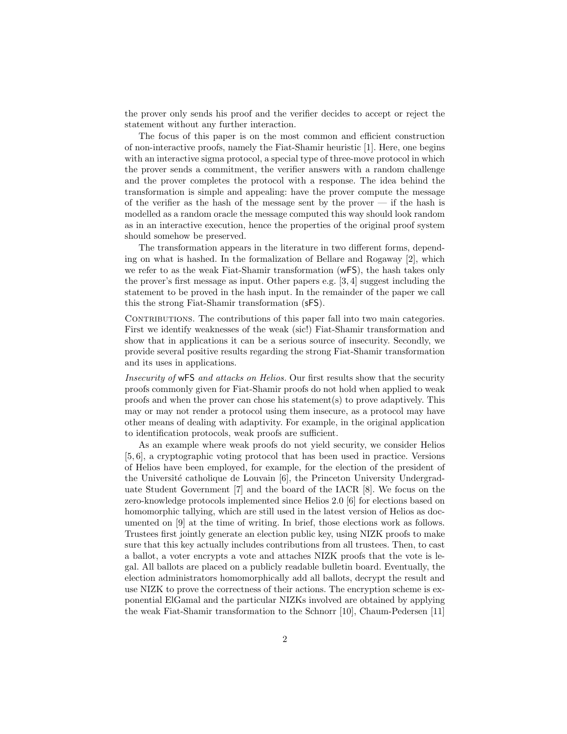the prover only sends his proof and the verifier decides to accept or reject the statement without any further interaction.

The focus of this paper is on the most common and efficient construction of non-interactive proofs, namely the Fiat-Shamir heuristic [1]. Here, one begins with an interactive sigma protocol, a special type of three-move protocol in which the prover sends a commitment, the verifier answers with a random challenge and the prover completes the protocol with a response. The idea behind the transformation is simple and appealing: have the prover compute the message of the verifier as the hash of the message sent by the prover — if the hash is modelled as a random oracle the message computed this way should look random as in an interactive execution, hence the properties of the original proof system should somehow be preserved.

The transformation appears in the literature in two different forms, depending on what is hashed. In the formalization of Bellare and Rogaway [2], which we refer to as the weak Fiat-Shamir transformation (wFS), the hash takes only the prover's first message as input. Other papers e.g. [3, 4] suggest including the statement to be proved in the hash input. In the remainder of the paper we call this the strong Fiat-Shamir transformation (sFS).

Contributions. The contributions of this paper fall into two main categories. First we identify weaknesses of the weak (sic!) Fiat-Shamir transformation and show that in applications it can be a serious source of insecurity. Secondly, we provide several positive results regarding the strong Fiat-Shamir transformation and its uses in applications.

*Insecurity of* wFS *and attacks on Helios.* Our first results show that the security proofs commonly given for Fiat-Shamir proofs do not hold when applied to weak proofs and when the prover can chose his statement(s) to prove adaptively. This may or may not render a protocol using them insecure, as a protocol may have other means of dealing with adaptivity. For example, in the original application to identification protocols, weak proofs are sufficient.

As an example where weak proofs do not yield security, we consider Helios [5, 6], a cryptographic voting protocol that has been used in practice. Versions of Helios have been employed, for example, for the election of the president of the Université catholique de Louvain [6], the Princeton University Undergraduate Student Government [7] and the board of the IACR [8]. We focus on the zero-knowledge protocols implemented since Helios 2.0 [6] for elections based on homomorphic tallying, which are still used in the latest version of Helios as documented on [9] at the time of writing. In brief, those elections work as follows. Trustees first jointly generate an election public key, using NIZK proofs to make sure that this key actually includes contributions from all trustees. Then, to cast a ballot, a voter encrypts a vote and attaches NIZK proofs that the vote is legal. All ballots are placed on a publicly readable bulletin board. Eventually, the election administrators homomorphically add all ballots, decrypt the result and use NIZK to prove the correctness of their actions. The encryption scheme is exponential ElGamal and the particular NIZKs involved are obtained by applying the weak Fiat-Shamir transformation to the Schnorr [10], Chaum-Pedersen [11]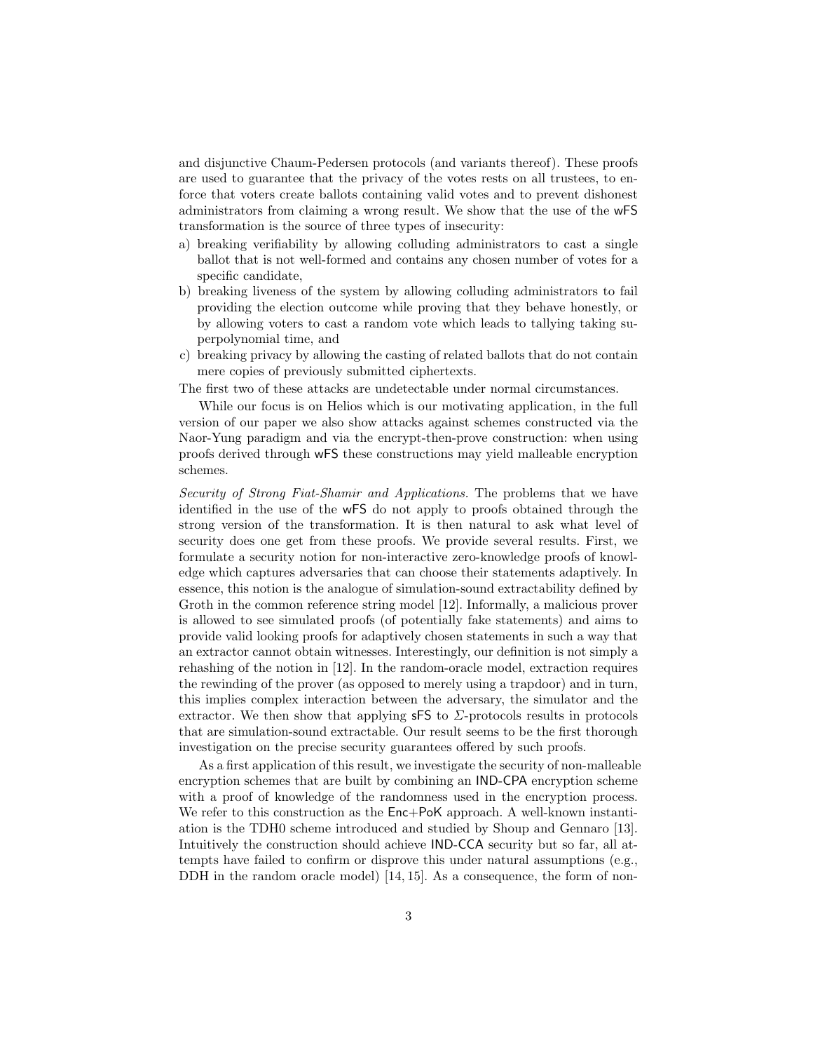and disjunctive Chaum-Pedersen protocols (and variants thereof). These proofs are used to guarantee that the privacy of the votes rests on all trustees, to enforce that voters create ballots containing valid votes and to prevent dishonest administrators from claiming a wrong result. We show that the use of the wFS transformation is the source of three types of insecurity:

a) breaking verifiability by allowing colluding administrators to cast a single ballot that is not well-formed and contains any chosen number of votes for a specific candidate,
b) breaking liveness of the system by allowing colluding administrators to fail providing the election outcome while proving that they behave honestly, or by allowing voters to cast a random vote which leads to tallying taking superpolynomial time, and
c) breaking privacy by allowing the casting of related ballots that do not contain mere copies of previously submitted ciphertexts.

The first two of these attacks are undetectable under normal circumstances.

While our focus is on Helios which is our motivating application, in the full version of our paper we also show attacks against schemes constructed via the Naor-Yung paradigm and via the encrypt-then-prove construction: when using proofs derived through wFS these constructions may yield malleable encryption schemes.

*Security of Strong Fiat-Shamir and Applications.* The problems that we have identified in the use of the wFS do not apply to proofs obtained through the strong version of the transformation. It is then natural to ask what level of security does one get from these proofs. We provide several results. First, we formulate a security notion for non-interactive zero-knowledge proofs of knowledge which captures adversaries that can choose their statements adaptively. In essence, this notion is the analogue of simulation-sound extractability defined by Groth in the common reference string model [12]. Informally, a malicious prover is allowed to see simulated proofs (of potentially fake statements) and aims to provide valid looking proofs for adaptively chosen statements in such a way that an extractor cannot obtain witnesses. Interestingly, our definition is not simply a rehashing of the notion in [12]. In the random-oracle model, extraction requires the rewinding of the prover (as opposed to merely using a trapdoor) and in turn, this implies complex interaction between the adversary, the simulator and the extractor. We then show that applying sFS to $\Sigma$-protocols results in protocols that are simulation-sound extractable. Our result seems to be the first thorough investigation on the precise security guarantees offered by such proofs.

As a first application of this result, we investigate the security of non-malleable encryption schemes that are built by combining an IND-CPA encryption scheme with a proof of knowledge of the randomness used in the encryption process. We refer to this construction as the Enc+PoK approach. A well-known instantiation is the TDH0 scheme introduced and studied by Shoup and Gennaro [13]. Intuitively the construction should achieve IND-CCA security but so far, all attempts have failed to confirm or disprove this under natural assumptions (e.g., DDH in the random oracle model) [14, 15]. As a consequence, the form of non-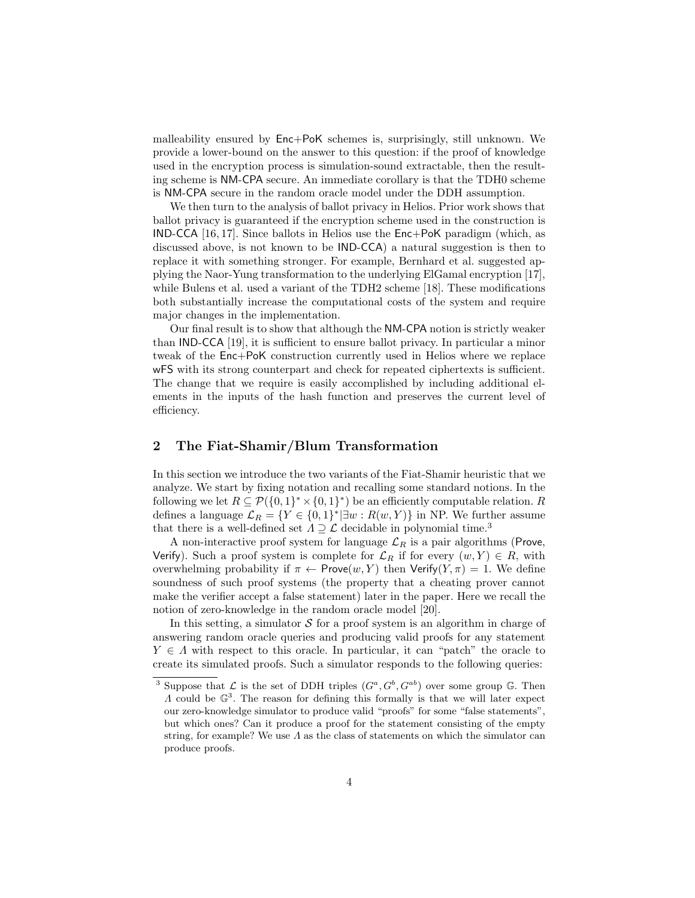malleability ensured by Enc+PoK schemes is, surprisingly, still unknown. We provide a lower-bound on the answer to this question: if the proof of knowledge used in the encryption process is simulation-sound extractable, then the resulting scheme is NM-CPA secure. An immediate corollary is that the TDH0 scheme is NM-CPA secure in the random oracle model under the DDH assumption.

We then turn to the analysis of ballot privacy in Helios. Prior work shows that ballot privacy is guaranteed if the encryption scheme used in the construction is IND-CCA [16, 17]. Since ballots in Helios use the Enc+PoK paradigm (which, as discussed above, is not known to be IND-CCA) a natural suggestion is then to replace it with something stronger. For example, Bernhard et al. suggested applying the Naor-Yung transformation to the underlying ElGamal encryption [17], while Bulens et al. used a variant of the TDH2 scheme [18]. These modifications both substantially increase the computational costs of the system and require major changes in the implementation.

Our final result is to show that although the NM-CPA notion is strictly weaker than IND-CCA [19], it is sufficient to ensure ballot privacy. In particular a minor tweak of the Enc+PoK construction currently used in Helios where we replace wFS with its strong counterpart and check for repeated ciphertexts is sufficient. The change that we require is easily accomplished by including additional elements in the inputs of the hash function and preserves the current level of efficiency.

## 2 The Fiat-Shamir/Blum Transformation

In this section we introduce the two variants of the Fiat-Shamir heuristic that we analyze. We start by fixing notation and recalling some standard notions. In the following we let $R \subseteq \mathcal{P}(\{0,1\}^* \times \{0,1\}^*)$ be an efficiently computable relation. $R$ defines a language $\mathcal{L}_R = \{Y \in \{0,1\}^* | \exists w : R(w, Y)\}$ in NP. We further assume that there is a well-defined set $\Lambda \supseteq \mathcal{L}$ decidable in polynomial time.[3]

A non-interactive proof system for language $\mathcal{L}_R$ is a pair algorithms (Prove, Verify). Such a proof system is complete for $\mathcal{L}_R$ if for every $(w, Y) \in R$, with overwhelming probability if $\pi \leftarrow \mathsf{Prove}(w, Y)$ then $\mathsf{Verify}(Y, \pi) = 1$. We define soundness of such proof systems (the property that a cheating prover cannot make the verifier accept a false statement) later in the paper. Here we recall the notion of zero-knowledge in the random oracle model [20].

In this setting, a simulator $\mathcal{S}$ for a proof system is an algorithm in charge of answering random oracle queries and producing valid proofs for any statement $Y \in \Lambda$ with respect to this oracle. In particular, it can "patch" the oracle to create its simulated proofs. Such a simulator responds to the following queries:

[3] Suppose that $\mathcal{L}$ is the set of DDH triples $(G^a, G^b, G^{ab})$ over some group $\mathbb{G}$. Then $\Lambda$ could be $\mathbb{G}^3$. The reason for defining this formally is that we will later expect our zero-knowledge simulator to produce valid "proofs" for some "false statements", but which ones? Can it produce a proof for the statement consisting of the empty string, for example? We use $\Lambda$ as the class of statements on which the simulator can produce proofs.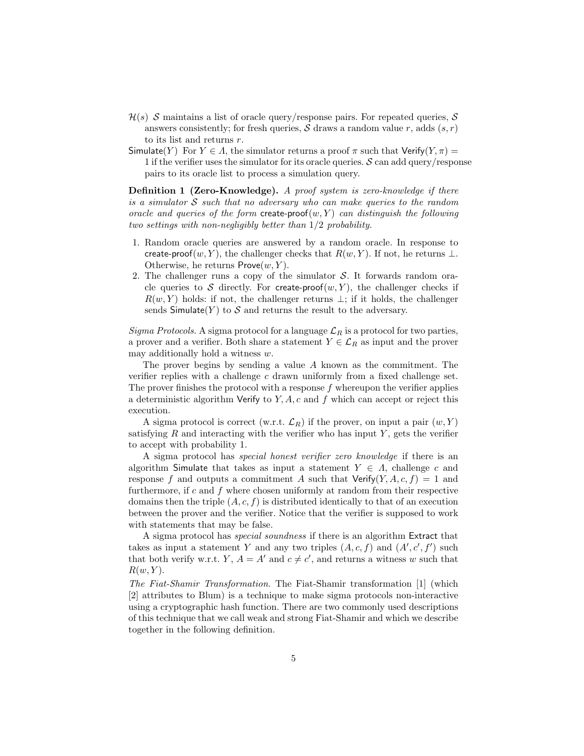- $\mathcal{H}(s)$ $\mathcal{S}$ maintains a list of oracle query/response pairs. For repeated queries, $\mathcal{S}$ answers consistently; for fresh queries, $\mathcal{S}$ draws a random value $r$, adds $(s, r)$ to its list and returns $r$.
- $\mathsf{Simulate}(Y)$ For $Y \in \Lambda$, the simulator returns a proof $\pi$ such that $\mathsf{Verify}(Y, \pi) = 1$ if the verifier uses the simulator for its oracle queries. $\mathcal{S}$ can add query/response pairs to its oracle list to process a simulation query.

**Definition 1 (Zero-Knowledge).** *A proof system is zero-knowledge if there is a simulator $\mathcal{S}$ such that no adversary who can make queries to the random oracle and queries of the form* $\mathsf{create\text{-}proof}(w, Y)$ *can distinguish the following two settings with non-negligibly better than* $1/2$ *probability.*

1. Random oracle queries are answered by a random oracle. In response to $\mathsf{create\text{-}proof}(w, Y)$, the challenger checks that $R(w, Y)$. If not, he returns $\bot$. Otherwise, he returns $\mathsf{Prove}(w, Y)$.
2. The challenger runs a copy of the simulator $\mathcal{S}$. It forwards random oracle queries to $\mathcal{S}$ directly. For $\mathsf{create\text{-}proof}(w, Y)$, the challenger checks if $R(w, Y)$ holds: if not, the challenger returns $\bot$; if it holds, the challenger sends $\mathsf{Simulate}(Y)$ to $\mathcal{S}$ and returns the result to the adversary.

*Sigma Protocols.* A sigma protocol for a language $\mathcal{L}_R$ is a protocol for two parties, a prover and a verifier. Both share a statement $Y \in \mathcal{L}_R$ as input and the prover may additionally hold a witness $w$.

The prover begins by sending a value $A$ known as the commitment. The verifier replies with a challenge $c$ drawn uniformly from a fixed challenge set. The prover finishes the protocol with a response $f$ whereupon the verifier applies a deterministic algorithm $\mathsf{Verify}$ to $Y, A, c$ and $f$ which can accept or reject this execution.

A sigma protocol is correct (w.r.t. $\mathcal{L}_R$) if the prover, on input a pair $(w, Y)$ satisfying $R$ and interacting with the verifier who has input $Y$, gets the verifier to accept with probability 1.

A sigma protocol has *special honest verifier zero knowledge* if there is an algorithm $\mathsf{Simulate}$ that takes as input a statement $Y \in \Lambda$, challenge $c$ and response $f$ and outputs a commitment $A$ such that $\mathsf{Verify}(Y, A, c, f) = 1$ and furthermore, if $c$ and $f$ where chosen uniformly at random from their respective domains then the triple $(A, c, f)$ is distributed identically to that of an execution between the prover and the verifier. Notice that the verifier is supposed to work with statements that may be false.

A sigma protocol has *special soundness* if there is an algorithm $\mathsf{Extract}$ that takes as input a statement $Y$ and any two triples $(A, c, f)$ and $(A', c', f')$ such that both verify w.r.t. $Y$, $A = A'$ and $c \neq c'$, and returns a witness $w$ such that $R(w, Y)$.

*The Fiat-Shamir Transformation.* The Fiat-Shamir transformation [1] (which [2] attributes to Blum) is a technique to make sigma protocols non-interactive using a cryptographic hash function. There are two commonly used descriptions of this technique that we call weak and strong Fiat-Shamir and which we describe together in the following definition.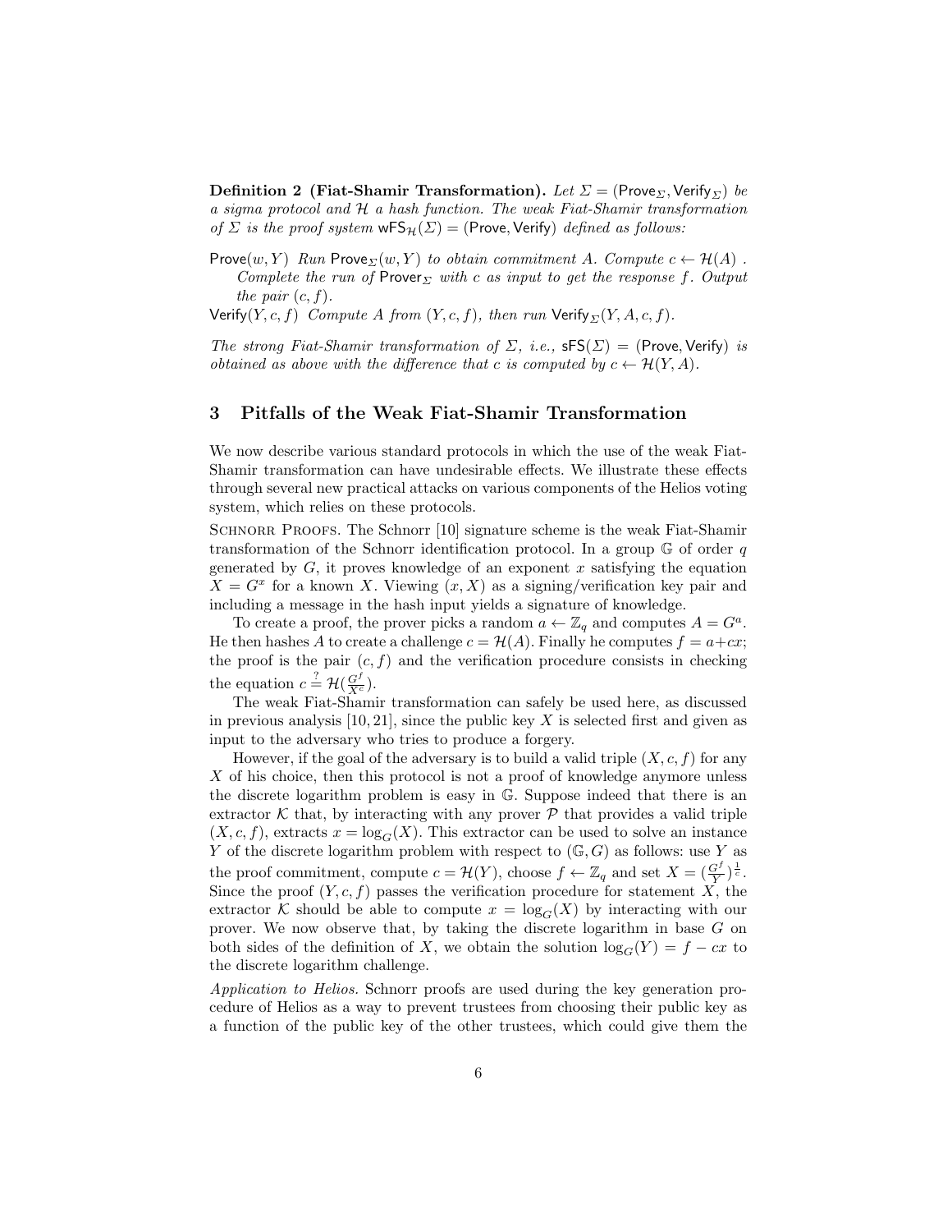**Definition 2 (Fiat-Shamir Transformation).** *Let $\Sigma = (\mathsf{Prove}_\Sigma, \mathsf{Verify}_\Sigma)$ be a sigma protocol and $\mathcal{H}$ a hash function. The weak Fiat-Shamir transformation of $\Sigma$ is the proof system $\mathsf{wFS}_\mathcal{H}(\Sigma) = (\mathsf{Prove}, \mathsf{Verify})$ defined as follows:*

$\mathsf{Prove}(w, Y)$ *Run $\mathsf{Prove}_\Sigma(w, Y)$ to obtain commitment $A$. Compute $c \leftarrow \mathcal{H}(A)$. Complete the run of $\mathsf{Prover}_\Sigma$ with $c$ as input to get the response $f$. Output the pair $(c, f)$.*

$\mathsf{Verify}(Y, c, f)$ *Compute $A$ from $(Y, c, f)$, then run $\mathsf{Verify}_\Sigma(Y, A, c, f)$.*

*The strong Fiat-Shamir transformation of $\Sigma$, i.e., $\mathsf{sFS}(\Sigma) = (\mathsf{Prove}, \mathsf{Verify})$ is obtained as above with the difference that $c$ is computed by $c \leftarrow \mathcal{H}(Y, A)$.*

## 3 Pitfalls of the Weak Fiat-Shamir Transformation

We now describe various standard protocols in which the use of the weak Fiat-Shamir transformation can have undesirable effects. We illustrate these effects through several new practical attacks on various components of the Helios voting system, which relies on these protocols.

Schnorr Proofs. The Schnorr [10] signature scheme is the weak Fiat-Shamir transformation of the Schnorr identification protocol. In a group $\mathbb{G}$ of order $q$ generated by $G$, it proves knowledge of an exponent $x$ satisfying the equation $X = G^x$ for a known $X$. Viewing $(x, X)$ as a signing/verification key pair and including a message in the hash input yields a signature of knowledge.

To create a proof, the prover picks a random $a \leftarrow \mathbb{Z}_q$ and computes $A = G^a$. He then hashes $A$ to create a challenge $c = \mathcal{H}(A)$. Finally he computes $f = a + cx$; the proof is the pair $(c, f)$ and the verification procedure consists in checking the equation $c \stackrel{?}{=} \mathcal{H}(\frac{G^f}{X^c})$.

The weak Fiat-Shamir transformation can safely be used here, as discussed in previous analysis [10, 21], since the public key $X$ is selected first and given as input to the adversary who tries to produce a forgery.

However, if the goal of the adversary is to build a valid triple $(X, c, f)$ for any $X$ of his choice, then this protocol is not a proof of knowledge anymore unless the discrete logarithm problem is easy in $\mathbb{G}$. Suppose indeed that there is an extractor $\mathcal{K}$ that, by interacting with any prover $\mathcal{P}$ that provides a valid triple $(X, c, f)$, extracts $x = \log_G(X)$. This extractor can be used to solve an instance $Y$ of the discrete logarithm problem with respect to $(\mathbb{G}, G)$ as follows: use $Y$ as the proof commitment, compute $c = \mathcal{H}(Y)$, choose $f \leftarrow \mathbb{Z}_q$ and set $X = (\frac{G^f}{Y})^{\frac{1}{c}}$. Since the proof $(Y, c, f)$ passes the verification procedure for statement $X$, the extractor $\mathcal{K}$ should be able to compute $x = \log_G(X)$ by interacting with our prover. We now observe that, by taking the discrete logarithm in base $G$ on both sides of the definition of $X$, we obtain the solution $\log_G(Y) = f - cx$ to the discrete logarithm challenge.

*Application to Helios.* Schnorr proofs are used during the key generation procedure of Helios as a way to prevent trustees from choosing their public key as a function of the public key of the other trustees, which could give them the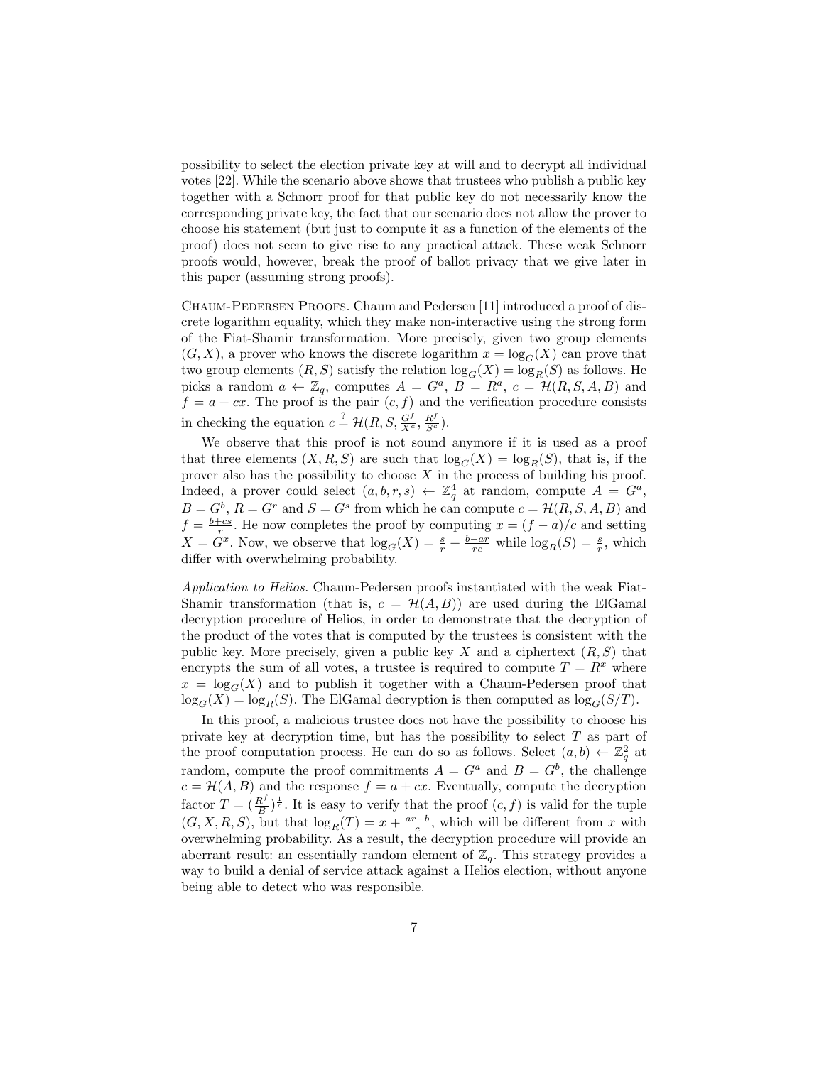possibility to select the election private key at will and to decrypt all individual votes [22]. While the scenario above shows that trustees who publish a public key together with a Schnorr proof for that public key do not necessarily know the corresponding private key, the fact that our scenario does not allow the prover to choose his statement (but just to compute it as a function of the elements of the proof) does not seem to give rise to any practical attack. These weak Schnorr proofs would, however, break the proof of ballot privacy that we give later in this paper (assuming strong proofs).

Chaum-Pedersen Proofs. Chaum and Pedersen [11] introduced a proof of discrete logarithm equality, which they make non-interactive using the strong form of the Fiat-Shamir transformation. More precisely, given two group elements $(G, X)$, a prover who knows the discrete logarithm $x = \log_G(X)$ can prove that two group elements $(R, S)$ satisfy the relation $\log_G(X) = \log_R(S)$ as follows. He picks a random $a \leftarrow \mathbb{Z}_q$, computes $A = G^a$, $B = R^a$, $c = \mathcal{H}(R, S, A, B)$ and $f = a + cx$. The proof is the pair $(c, f)$ and the verification procedure consists in checking the equation $c \stackrel{?}{=} \mathcal{H}(R, S, \frac{G^f}{X^c}, \frac{R^f}{S^c})$.

We observe that this proof is not sound anymore if it is used as a proof that three elements $(X, R, S)$ are such that $\log_G(X) = \log_R(S)$, that is, if the prover also has the possibility to choose $X$ in the process of building his proof. Indeed, a prover could select $(a, b, r, s) \leftarrow \mathbb{Z}_q^4$ at random, compute $A = G^a$, $B = G^b$, $R = G^r$ and $S = G^s$ from which he can compute $c = \mathcal{H}(R, S, A, B)$ and $f = \frac{b+cs}{r}$. He now completes the proof by computing $x = (f - a)/c$ and setting $X = G^x$. Now, we observe that $\log_G(X) = \frac{s}{r} + \frac{b-ar}{rc}$ while $\log_R(S) = \frac{s}{r}$, which differ with overwhelming probability.

*Application to Helios.* Chaum-Pedersen proofs instantiated with the weak Fiat-Shamir transformation (that is, $c = \mathcal{H}(A, B)$) are used during the ElGamal decryption procedure of Helios, in order to demonstrate that the decryption of the product of the votes that is computed by the trustees is consistent with the public key. More precisely, given a public key $X$ and a ciphertext $(R, S)$ that encrypts the sum of all votes, a trustee is required to compute $T = R^x$ where $x = \log_G(X)$ and to publish it together with a Chaum-Pedersen proof that $\log_G(X) = \log_R(S)$. The ElGamal decryption is then computed as $\log_G(S/T)$.

In this proof, a malicious trustee does not have the possibility to choose his private key at decryption time, but has the possibility to select $T$ as part of the proof computation process. He can do so as follows. Select $(a, b) \leftarrow \mathbb{Z}_q^2$ at random, compute the proof commitments $A = G^a$ and $B = G^b$, the challenge $c = \mathcal{H}(A, B)$ and the response $f = a + cx$. Eventually, compute the decryption factor $T = (\frac{R^f}{B})^{\frac{1}{c}}$. It is easy to verify that the proof $(c, f)$ is valid for the tuple $(G, X, R, S)$, but that $\log_R(T) = x + \frac{ar-b}{c}$, which will be different from $x$ with overwhelming probability. As a result, the decryption procedure will provide an aberrant result: an essentially random element of $\mathbb{Z}_q$. This strategy provides a way to build a denial of service attack against a Helios election, without anyone being able to detect who was responsible.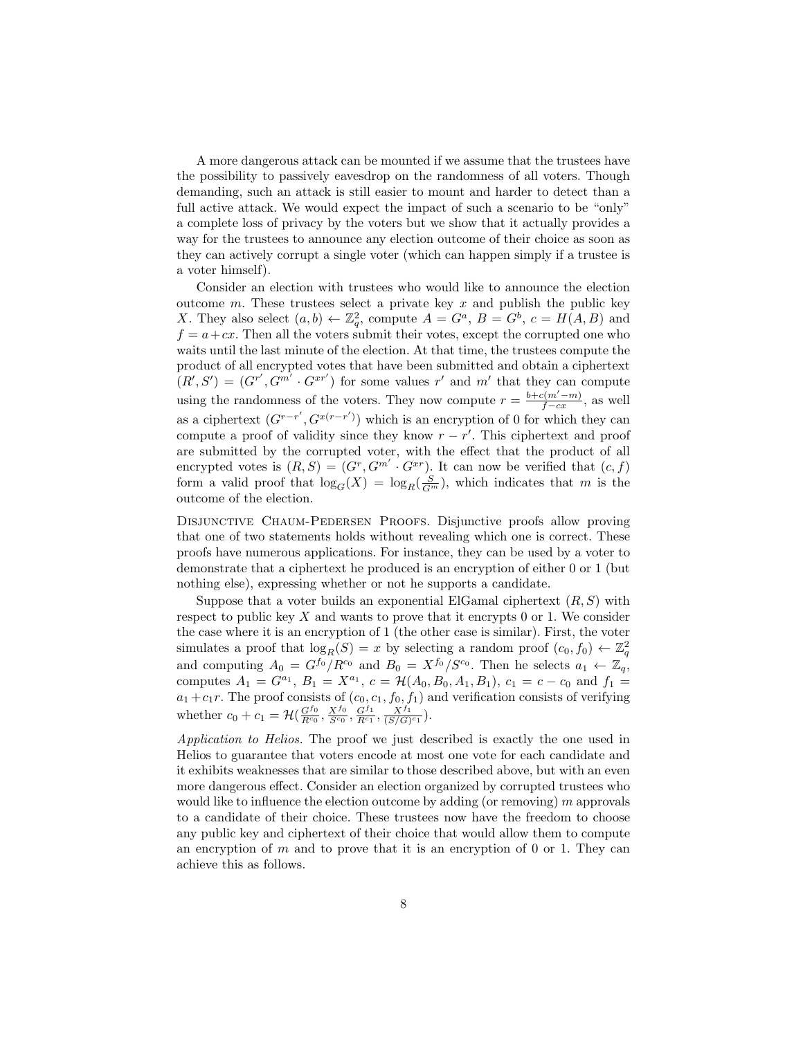A more dangerous attack can be mounted if we assume that the trustees have the possibility to passively eavesdrop on the randomness of all voters. Though demanding, such an attack is still easier to mount and harder to detect than a full active attack. We would expect the impact of such a scenario to be "only" a complete loss of privacy by the voters but we show that it actually provides a way for the trustees to announce any election outcome of their choice as soon as they can actively corrupt a single voter (which can happen simply if a trustee is a voter himself).

Consider an election with trustees who would like to announce the election outcome $m$. These trustees select a private key $x$ and publish the public key $X$. They also select $(a, b) \leftarrow \mathbb{Z}_q^2$, compute $A = G^a$, $B = G^b$, $c = H(A, B)$ and $f = a + cx$. Then all the voters submit their votes, except the corrupted one who waits until the last minute of the election. At that time, the trustees compute the product of all encrypted votes that have been submitted and obtain a ciphertext $(R', S') = (G^{r'}, G^{m'} \cdot G^{xr'})$ for some values $r'$ and $m'$ that they can compute using the randomness of the voters. They now compute $r = \frac{b+c(m'-m)}{f-cx}$, as well as a ciphertext $(G^{r-r'}, G^{x(r-r')})$ which is an encryption of 0 for which they can compute a proof of validity since they know $r - r'$. This ciphertext and proof are submitted by the corrupted voter, with the effect that the product of all encrypted votes is $(R, S) = (G^r, G^{m'} \cdot G^{xr})$. It can now be verified that $(c, f)$ form a valid proof that $\log_G(X) = \log_R(\frac{S}{G^m})$, which indicates that $m$ is the outcome of the election.

Disjunctive Chaum-Pedersen Proofs. Disjunctive proofs allow proving that one of two statements holds without revealing which one is correct. These proofs have numerous applications. For instance, they can be used by a voter to demonstrate that a ciphertext he produced is an encryption of either 0 or 1 (but nothing else), expressing whether or not he supports a candidate.

Suppose that a voter builds an exponential ElGamal ciphertext $(R, S)$ with respect to public key $X$ and wants to prove that it encrypts 0 or 1. We consider the case where it is an encryption of 1 (the other case is similar). First, the voter simulates a proof that $\log_R(S) = x$ by selecting a random proof $(c_0, f_0) \leftarrow \mathbb{Z}_q^2$ and computing $A_0 = G^{f_0}/R^{c_0}$ and $B_0 = X^{f_0}/S^{c_0}$. Then he selects $a_1 \leftarrow \mathbb{Z}_q$, computes $A_1 = G^{a_1}$, $B_1 = X^{a_1}$, $c = \mathcal{H}(A_0, B_0, A_1, B_1)$, $c_1 = c - c_0$ and $f_1 = a_1 + c_1 r$. The proof consists of $(c_0, c_1, f_0, f_1)$ and verification consists of verifying whether $c_0 + c_1 = \mathcal{H}(\frac{G^{f_0}}{R^{c_0}}, \frac{X^{f_0}}{S^{c_0}}, \frac{G^{f_1}}{R^{c_1}}, \frac{X^{f_1}}{(S/G)^{c_1}})$.

*Application to Helios.* The proof we just described is exactly the one used in Helios to guarantee that voters encode at most one vote for each candidate and it exhibits weaknesses that are similar to those described above, but with an even more dangerous effect. Consider an election organized by corrupted trustees who would like to influence the election outcome by adding (or removing) $m$ approvals to a candidate of their choice. These trustees now have the freedom to choose any public key and ciphertext of their choice that would allow them to compute an encryption of $m$ and to prove that it is an encryption of 0 or 1. They can achieve this as follows.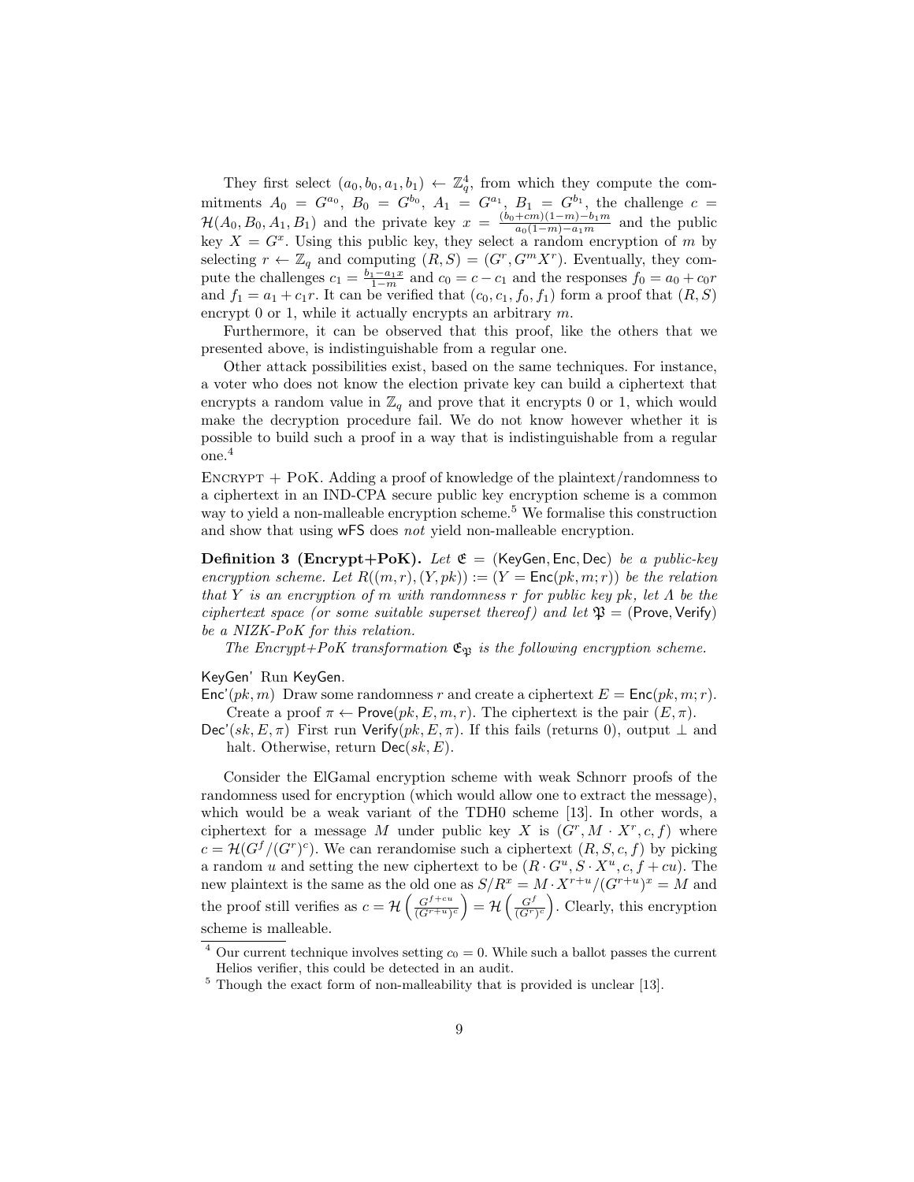They first select $(a_0, b_0, a_1, b_1) \leftarrow \mathbb{Z}_q^4$, from which they compute the commitments $A_0 = G^{a_0}$, $B_0 = G^{b_0}$, $A_1 = G^{a_1}$, $B_1 = G^{b_1}$, the challenge $c = \mathcal{H}(A_0, B_0, A_1, B_1)$ and the private key $x = \frac{(b_0+cm)(1-m)-b_1 m}{a_0(1-m)-a_1 m}$ and the public key $X = G^x$. Using this public key, they select a random encryption of $m$ by selecting $r \leftarrow \mathbb{Z}_q$ and computing $(R, S) = (G^r, G^m X^r)$. Eventually, they compute the challenges $c_1 = \frac{b_1 - a_1 x}{1-m}$ and $c_0 = c - c_1$ and the responses $f_0 = a_0 + c_0 r$ and $f_1 = a_1 + c_1 r$. It can be verified that $(c_0, c_1, f_0, f_1)$ form a proof that $(R, S)$ encrypt 0 or 1, while it actually encrypts an arbitrary $m$.

Furthermore, it can be observed that this proof, like the others that we presented above, is indistinguishable from a regular one.

Other attack possibilities exist, based on the same techniques. For instance, a voter who does not know the election private key can build a ciphertext that encrypts a random value in $\mathbb{Z}_q$ and prove that it encrypts 0 or 1, which would make the decryption procedure fail. We do not know however whether it is possible to build such a proof in a way that is indistinguishable from a regular one.[4]

ENCRYPT + POK. Adding a proof of knowledge of the plaintext/randomness to a ciphertext in an IND-CPA secure public key encryption scheme is a common way to yield a non-malleable encryption scheme.[5] We formalise this construction and show that using wFS does *not* yield non-malleable encryption.

**Definition 3 (Encrypt+PoK).** *Let $\mathfrak{E} = (\mathsf{KeyGen}, \mathsf{Enc}, \mathsf{Dec})$ be a public-key encryption scheme. Let $R((m, r), (Y, pk)) := (Y = \mathsf{Enc}(pk, m; r))$ be the relation that $Y$ is an encryption of $m$ with randomness $r$ for public key $pk$, let $\Lambda$ be the ciphertext space (or some suitable superset thereof) and let $\mathfrak{P} = (\mathsf{Prove}, \mathsf{Verify})$ be a NIZK-PoK for this relation.*

*The Encrypt+PoK transformation $\mathfrak{E}_{\mathfrak{P}}$ is the following encryption scheme.*

KeyGen' Run KeyGen.

Enc'$(pk, m)$ Draw some randomness $r$ and create a ciphertext $E = \mathsf{Enc}(pk, m; r)$. Create a proof $\pi \leftarrow \mathsf{Prove}(pk, E, m, r)$. The ciphertext is the pair $(E, \pi)$.

Dec'$(sk, E, \pi)$ First run $\mathsf{Verify}(pk, E, \pi)$. If this fails (returns 0), output $\perp$ and halt. Otherwise, return $\mathsf{Dec}(sk, E)$.

Consider the ElGamal encryption scheme with weak Schnorr proofs of the randomness used for encryption (which would allow one to extract the message), which would be a weak variant of the TDH0 scheme [13]. In other words, a ciphertext for a message $M$ under public key $X$ is $(G^r, M \cdot X^r, c, f)$ where $c = \mathcal{H}(G^f/(G^r)^c)$. We can rerandomise such a ciphertext $(R, S, c, f)$ by picking a random $u$ and setting the new ciphertext to be $(R \cdot G^u, S \cdot X^u, c, f + cu)$. The new plaintext is the same as the old one as $S/R^x = M \cdot X^{r+u}/(G^{r+u})^x = M$ and the proof still verifies as $c = \mathcal{H}\left(\frac{G^{f+cu}}{(G^{r+u})^c}\right) = \mathcal{H}\left(\frac{G^f}{(G^r)^c}\right)$. Clearly, this encryption scheme is malleable.

[4] Our current technique involves setting $c_0 = 0$. While such a ballot passes the current Helios verifier, this could be detected in an audit.

[5] Though the exact form of non-malleability that is provided is unclear [13].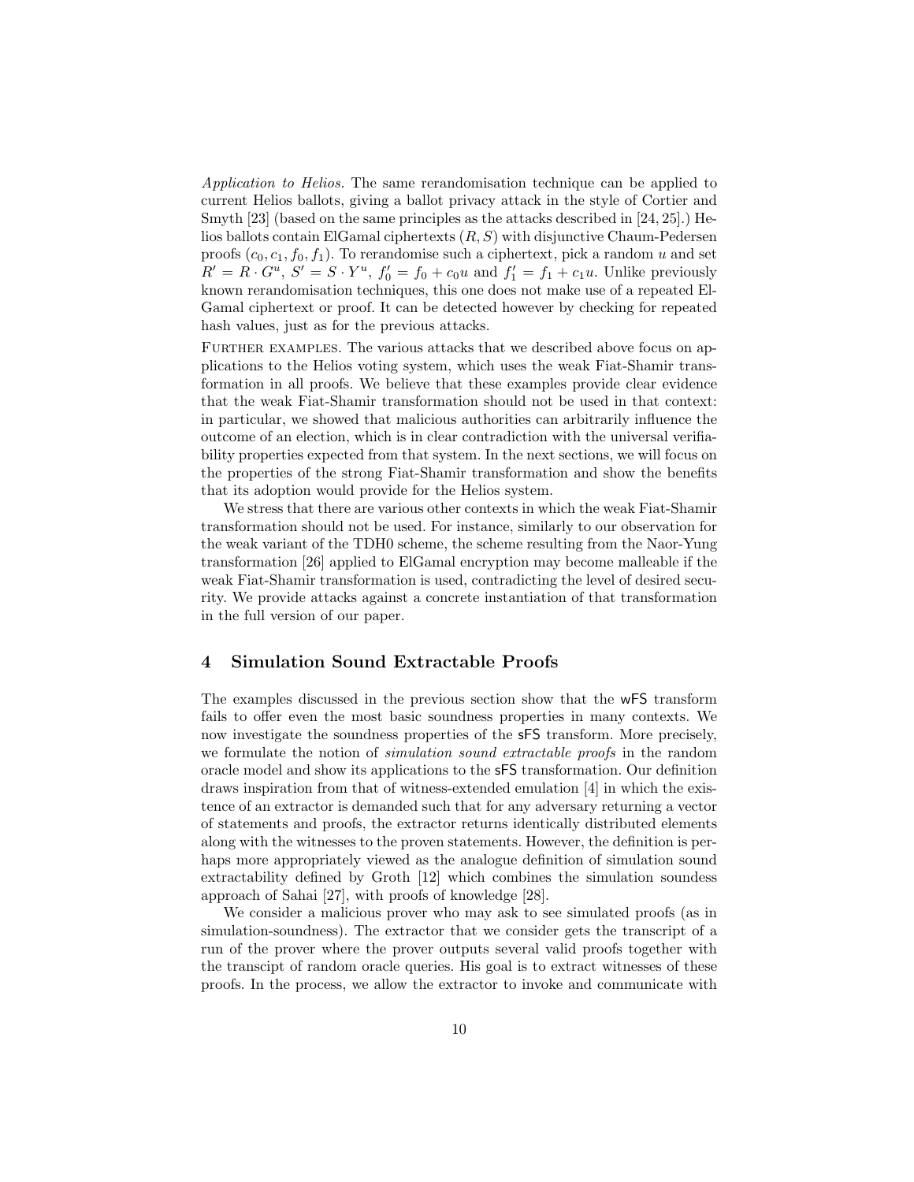*Application to Helios.* The same rerandomisation technique can be applied to current Helios ballots, giving a ballot privacy attack in the style of Cortier and Smyth [23] (based on the same principles as the attacks described in [24, 25].) Helios ballots contain ElGamal ciphertexts $(R, S)$ with disjunctive Chaum-Pedersen proofs $(c_0, c_1, f_0, f_1)$. To rerandomise such a ciphertext, pick a random $u$ and set $R' = R \cdot G^u$, $S' = S \cdot Y^u$, $f_0' = f_0 + c_0 u$ and $f_1' = f_1 + c_1 u$. Unlike previously known rerandomisation techniques, this one does not make use of a repeated ElGamal ciphertext or proof. It can be detected however by checking for repeated hash values, just as for the previous attacks.

Further examples. The various attacks that we described above focus on applications to the Helios voting system, which uses the weak Fiat-Shamir transformation in all proofs. We believe that these examples provide clear evidence that the weak Fiat-Shamir transformation should not be used in that context: in particular, we showed that malicious authorities can arbitrarily influence the outcome of an election, which is in clear contradiction with the universal verifiability properties expected from that system. In the next sections, we will focus on the properties of the strong Fiat-Shamir transformation and show the benefits that its adoption would provide for the Helios system.

We stress that there are various other contexts in which the weak Fiat-Shamir transformation should not be used. For instance, similarly to our observation for the weak variant of the TDH0 scheme, the scheme resulting from the Naor-Yung transformation [26] applied to ElGamal encryption may become malleable if the weak Fiat-Shamir transformation is used, contradicting the level of desired security. We provide attacks against a concrete instantiation of that transformation in the full version of our paper.

## 4 Simulation Sound Extractable Proofs

The examples discussed in the previous section show that the wFS transform fails to offer even the most basic soundness properties in many contexts. We now investigate the soundness properties of the sFS transform. More precisely, we formulate the notion of *simulation sound extractable proofs* in the random oracle model and show its applications to the sFS transformation. Our definition draws inspiration from that of witness-extended emulation [4] in which the existence of an extractor is demanded such that for any adversary returning a vector of statements and proofs, the extractor returns identically distributed elements along with the witnesses to the proven statements. However, the definition is perhaps more appropriately viewed as the analogue definition of simulation sound extractability defined by Groth [12] which combines the simulation soundess approach of Sahai [27], with proofs of knowledge [28].

We consider a malicious prover who may ask to see simulated proofs (as in simulation-soundness). The extractor that we consider gets the transcript of a run of the prover where the prover outputs several valid proofs together with the transcipt of random oracle queries. His goal is to extract witnesses of these proofs. In the process, we allow the extractor to invoke and communicate with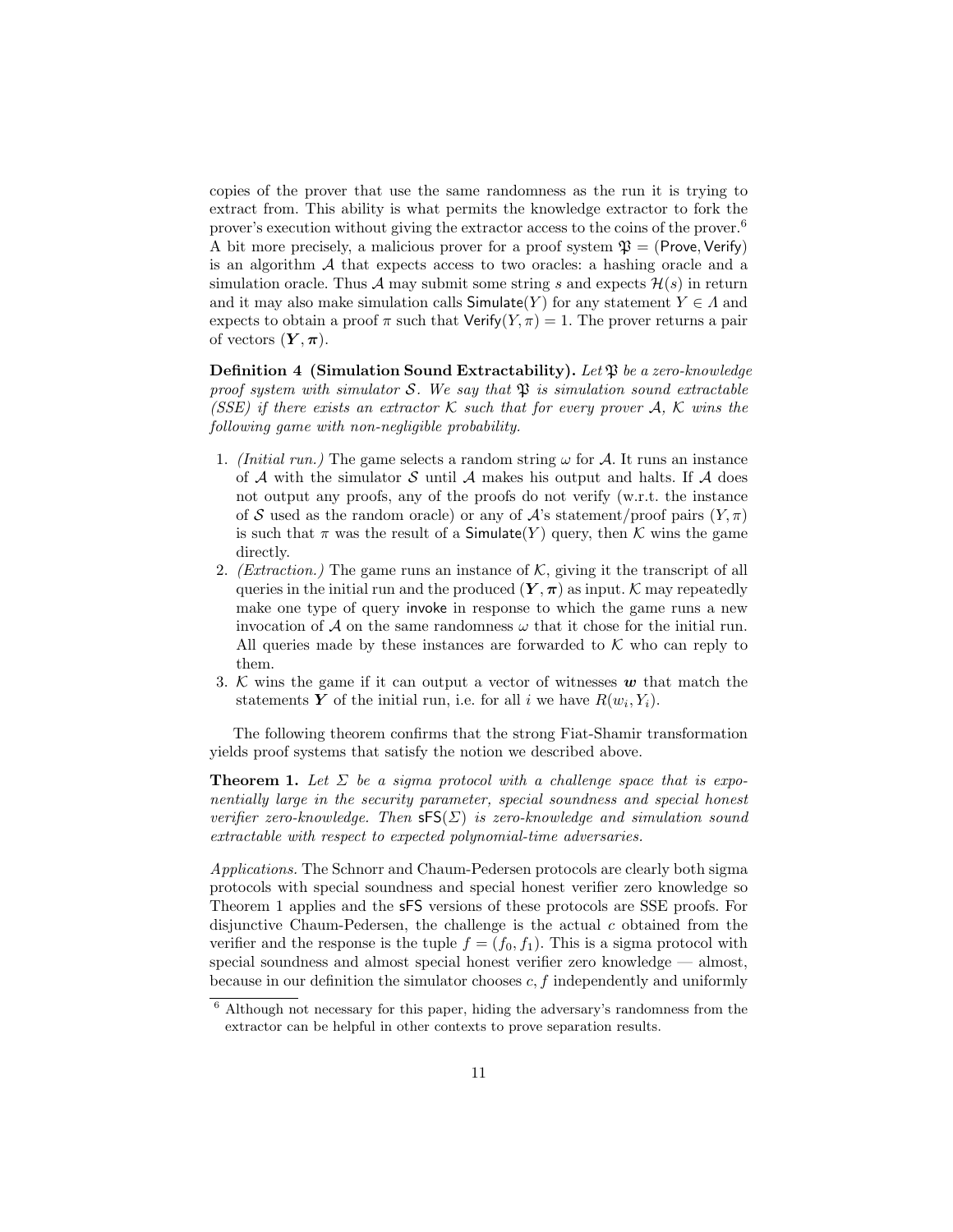copies of the prover that use the same randomness as the run it is trying to extract from. This ability is what permits the knowledge extractor to fork the prover's execution without giving the extractor access to the coins of the prover.[6] A bit more precisely, a malicious prover for a proof system $\mathfrak{P} = (\mathsf{Prove}, \mathsf{Verify})$ is an algorithm $\mathcal{A}$ that expects access to two oracles: a hashing oracle and a simulation oracle. Thus $\mathcal{A}$ may submit some string $s$ and expects $\mathcal{H}(s)$ in return and it may also make simulation calls $\mathsf{Simulate}(Y)$ for any statement $Y \in \Lambda$ and expects to obtain a proof $\pi$ such that $\mathsf{Verify}(Y, \pi) = 1$. The prover returns a pair of vectors $(\boldsymbol{Y}, \boldsymbol{\pi})$.

**Definition 4 (Simulation Sound Extractability).** *Let $\mathfrak{P}$ be a zero-knowledge proof system with simulator $\mathcal{S}$. We say that $\mathfrak{P}$ is simulation sound extractable (SSE) if there exists an extractor $\mathcal{K}$ such that for every prover $\mathcal{A}$, $\mathcal{K}$ wins the following game with non-negligible probability.*

1. *(Initial run.)* The game selects a random string $\omega$ for $\mathcal{A}$. It runs an instance of $\mathcal{A}$ with the simulator $\mathcal{S}$ until $\mathcal{A}$ makes his output and halts. If $\mathcal{A}$ does not output any proofs, any of the proofs do not verify (w.r.t. the instance of $\mathcal{S}$ used as the random oracle) or any of $\mathcal{A}$'s statement/proof pairs $(Y, \pi)$ is such that $\pi$ was the result of a $\mathsf{Simulate}(Y)$ query, then $\mathcal{K}$ wins the game directly.
2. *(Extraction.)* The game runs an instance of $\mathcal{K}$, giving it the transcript of all queries in the initial run and the produced $(\boldsymbol{Y}, \boldsymbol{\pi})$ as input. $\mathcal{K}$ may repeatedly make one type of query $\mathsf{invoke}$ in response to which the game runs a new invocation of $\mathcal{A}$ on the same randomness $\omega$ that it chose for the initial run. All queries made by these instances are forwarded to $\mathcal{K}$ who can reply to them.
3. $\mathcal{K}$ wins the game if it can output a vector of witnesses $\boldsymbol{w}$ that match the statements $\boldsymbol{Y}$ of the initial run, i.e. for all $i$ we have $R(w_i, Y_i)$.

The following theorem confirms that the strong Fiat-Shamir transformation yields proof systems that satisfy the notion we described above.

**Theorem 1.** *Let $\Sigma$ be a sigma protocol with a challenge space that is exponentially large in the security parameter, special soundness and special honest verifier zero-knowledge. Then $\mathsf{sFS}(\Sigma)$ is zero-knowledge and simulation sound extractable with respect to expected polynomial-time adversaries.*

*Applications.* The Schnorr and Chaum-Pedersen protocols are clearly both sigma protocols with special soundness and special honest verifier zero knowledge so Theorem 1 applies and the $\mathsf{sFS}$ versions of these protocols are SSE proofs. For disjunctive Chaum-Pedersen, the challenge is the actual $c$ obtained from the verifier and the response is the tuple $f = (f_0, f_1)$. This is a sigma protocol with special soundness and almost special honest verifier zero knowledge — almost, because in our definition the simulator chooses $c, f$ independently and uniformly

[6] Although not necessary for this paper, hiding the adversary's randomness from the extractor can be helpful in other contexts to prove separation results.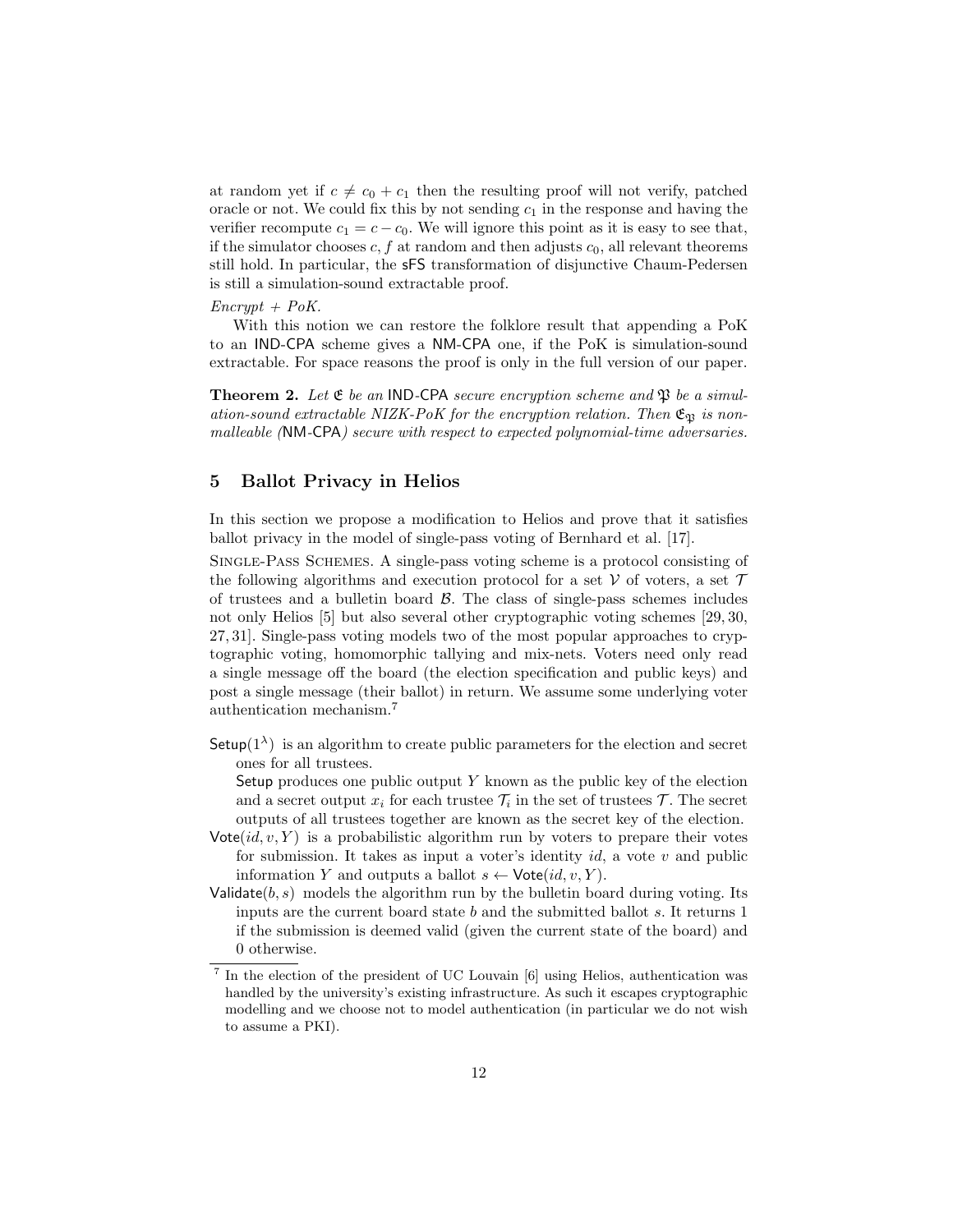at random yet if $c \neq c_0 + c_1$ then the resulting proof will not verify, patched oracle or not. We could fix this by not sending $c_1$ in the response and having the verifier recompute $c_1 = c - c_0$. We will ignore this point as it is easy to see that, if the simulator chooses $c, f$ at random and then adjusts $c_0$, all relevant theorems still hold. In particular, the sFS transformation of disjunctive Chaum-Pedersen is still a simulation-sound extractable proof.

*Encrypt + PoK.*

With this notion we can restore the folklore result that appending a PoK to an IND-CPA scheme gives a NM-CPA one, if the PoK is simulation-sound extractable. For space reasons the proof is only in the full version of our paper.

**Theorem 2.** *Let $\mathfrak{E}$ be an* IND-CPA *secure encryption scheme and $\mathfrak{P}$ be a simulation-sound extractable NIZK-PoK for the encryption relation. Then $\mathfrak{E}_{\mathfrak{P}}$ is non-malleable (*NM-CPA*) secure with respect to expected polynomial-time adversaries.*

## 5 Ballot Privacy in Helios

In this section we propose a modification to Helios and prove that it satisfies ballot privacy in the model of single-pass voting of Bernhard et al. [17].

Single-Pass Schemes. A single-pass voting scheme is a protocol consisting of the following algorithms and execution protocol for a set $\mathcal{V}$ of voters, a set $\mathcal{T}$ of trustees and a bulletin board $\mathcal{B}$. The class of single-pass schemes includes not only Helios [5] but also several other cryptographic voting schemes [29, 30, 27, 31]. Single-pass voting models two of the most popular approaches to cryptographic voting, homomorphic tallying and mix-nets. Voters need only read a single message off the board (the election specification and public keys) and post a single message (their ballot) in return. We assume some underlying voter authentication mechanism.[7]

- $\mathsf{Setup}(1^\lambda)$ is an algorithm to create public parameters for the election and secret ones for all trustees.
  Setup produces one public output $Y$ known as the public key of the election and a secret output $x_i$ for each trustee $\mathcal{T}_i$ in the set of trustees $\mathcal{T}$. The secret outputs of all trustees together are known as the secret key of the election.
- $\mathsf{Vote}(id, v, Y)$ is a probabilistic algorithm run by voters to prepare their votes for submission. It takes as input a voter's identity $id$, a vote $v$ and public information $Y$ and outputs a ballot $s \leftarrow \mathsf{Vote}(id, v, Y)$.
- $\mathsf{Validate}(b, s)$ models the algorithm run by the bulletin board during voting. Its inputs are the current board state $b$ and the submitted ballot $s$. It returns 1 if the submission is deemed valid (given the current state of the board) and 0 otherwise.

[7] In the election of the president of UC Louvain [6] using Helios, authentication was handled by the university's existing infrastructure. As such it escapes cryptographic modelling and we choose not to model authentication (in particular we do not wish to assume a PKI).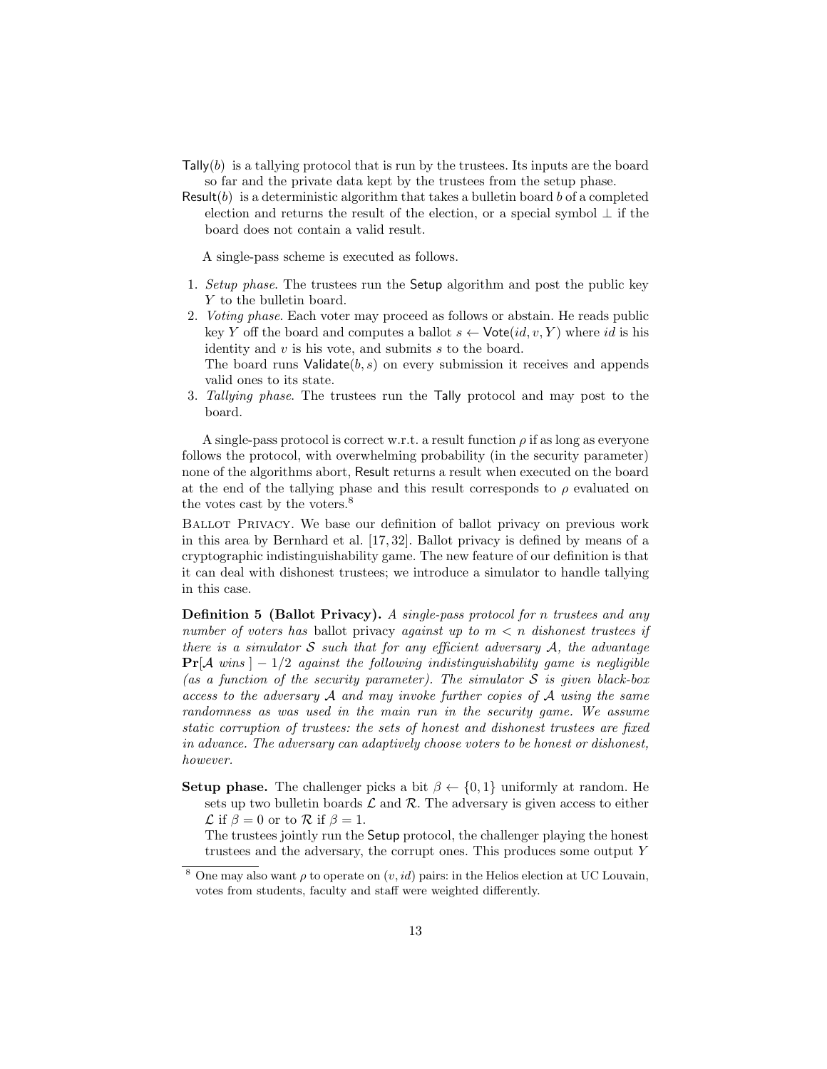Tally($b$) is a tallying protocol that is run by the trustees. Its inputs are the board so far and the private data kept by the trustees from the setup phase.

Result($b$) is a deterministic algorithm that takes a bulletin board $b$ of a completed election and returns the result of the election, or a special symbol $\perp$ if the board does not contain a valid result.

A single-pass scheme is executed as follows.

1. *Setup phase.* The trustees run the Setup algorithm and post the public key $Y$ to the bulletin board.
2. *Voting phase.* Each voter may proceed as follows or abstain. He reads public key $Y$ off the board and computes a ballot $s \leftarrow \mathsf{Vote}(id, v, Y)$ where $id$ is his identity and $v$ is his vote, and submits $s$ to the board.
   The board runs Validate($b, s$) on every submission it receives and appends valid ones to its state.
3. *Tallying phase.* The trustees run the Tally protocol and may post to the board.

A single-pass protocol is correct w.r.t. a result function $\rho$ if as long as everyone follows the protocol, with overwhelming probability (in the security parameter) none of the algorithms abort, Result returns a result when executed on the board at the end of the tallying phase and this result corresponds to $\rho$ evaluated on the votes cast by the voters.[8]

Ballot Privacy. We base our definition of ballot privacy on previous work in this area by Bernhard et al. [17, 32]. Ballot privacy is defined by means of a cryptographic indistinguishability game. The new feature of our definition is that it can deal with dishonest trustees; we introduce a simulator to handle tallying in this case.

**Definition 5 (Ballot Privacy).** *A single-pass protocol for $n$ trustees and any number of voters has* ballot privacy *against up to $m < n$ dishonest trustees if there is a simulator $\mathcal{S}$ such that for any efficient adversary $\mathcal{A}$, the advantage $\mathbf{Pr}[\mathcal{A}\ wins\ ] - 1/2$ against the following indistinguishability game is negligible (as a function of the security parameter). The simulator $\mathcal{S}$ is given black-box access to the adversary $\mathcal{A}$ and may invoke further copies of $\mathcal{A}$ using the same randomness as was used in the main run in the security game. We assume static corruption of trustees: the sets of honest and dishonest trustees are fixed in advance. The adversary can adaptively choose voters to be honest or dishonest, however.*

**Setup phase.** The challenger picks a bit $\beta \leftarrow \{0, 1\}$ uniformly at random. He sets up two bulletin boards $\mathcal{L}$ and $\mathcal{R}$. The adversary is given access to either $\mathcal{L}$ if $\beta = 0$ or to $\mathcal{R}$ if $\beta = 1$.
The trustees jointly run the Setup protocol, the challenger playing the honest trustees and the adversary, the corrupt ones. This produces some output $Y$

[8] One may also want $\rho$ to operate on $(v, id)$ pairs: in the Helios election at UC Louvain, votes from students, faculty and staff were weighted differently.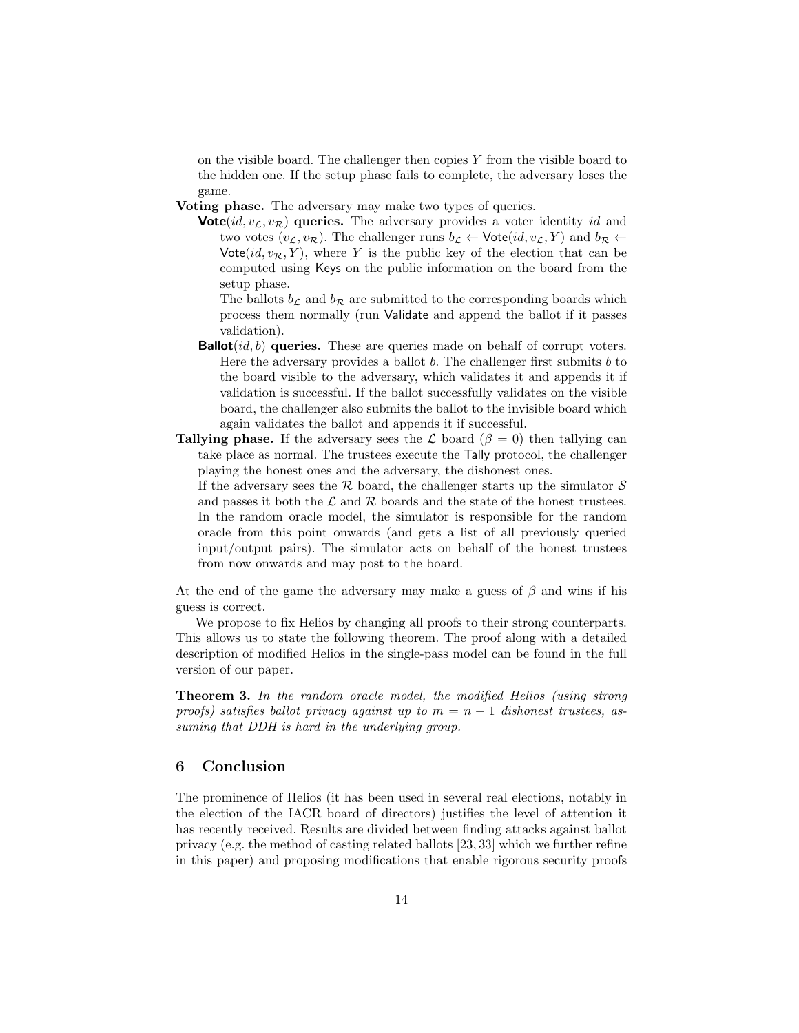on the visible board. The challenger then copies $Y$ from the visible board to the hidden one. If the setup phase fails to complete, the adversary loses the game.

**Voting phase.** The adversary may make two types of queries.

**Vote**$(id, v_\mathcal{L}, v_\mathcal{R})$ **queries.** The adversary provides a voter identity $id$ and two votes $(v_\mathcal{L}, v_\mathcal{R})$. The challenger runs $b_\mathcal{L} \leftarrow \mathsf{Vote}(id, v_\mathcal{L}, Y)$ and $b_\mathcal{R} \leftarrow \mathsf{Vote}(id, v_\mathcal{R}, Y)$, where $Y$ is the public key of the election that can be computed using Keys on the public information on the board from the setup phase.

The ballots $b_\mathcal{L}$ and $b_\mathcal{R}$ are submitted to the corresponding boards which process them normally (run Validate and append the ballot if it passes validation).

**Ballot**$(id, b)$ **queries.** These are queries made on behalf of corrupt voters. Here the adversary provides a ballot $b$. The challenger first submits $b$ to the board visible to the adversary, which validates it and appends it if validation is successful. If the ballot successfully validates on the visible board, the challenger also submits the ballot to the invisible board which again validates the ballot and appends it if successful.

**Tallying phase.** If the adversary sees the $\mathcal{L}$ board ($\beta = 0$) then tallying can take place as normal. The trustees execute the Tally protocol, the challenger playing the honest ones and the adversary, the dishonest ones.

If the adversary sees the $\mathcal{R}$ board, the challenger starts up the simulator $\mathcal{S}$ and passes it both the $\mathcal{L}$ and $\mathcal{R}$ boards and the state of the honest trustees. In the random oracle model, the simulator is responsible for the random oracle from this point onwards (and gets a list of all previously queried input/output pairs). The simulator acts on behalf of the honest trustees from now onwards and may post to the board.

At the end of the game the adversary may make a guess of $\beta$ and wins if his guess is correct.

We propose to fix Helios by changing all proofs to their strong counterparts. This allows us to state the following theorem. The proof along with a detailed description of modified Helios in the single-pass model can be found in the full version of our paper.

**Theorem 3.** *In the random oracle model, the modified Helios (using strong proofs) satisfies ballot privacy against up to $m = n - 1$ dishonest trustees, assuming that DDH is hard in the underlying group.*

## 6 Conclusion

The prominence of Helios (it has been used in several real elections, notably in the election of the IACR board of directors) justifies the level of attention it has recently received. Results are divided between finding attacks against ballot privacy (e.g. the method of casting related ballots [23, 33] which we further refine in this paper) and proposing modifications that enable rigorous security proofs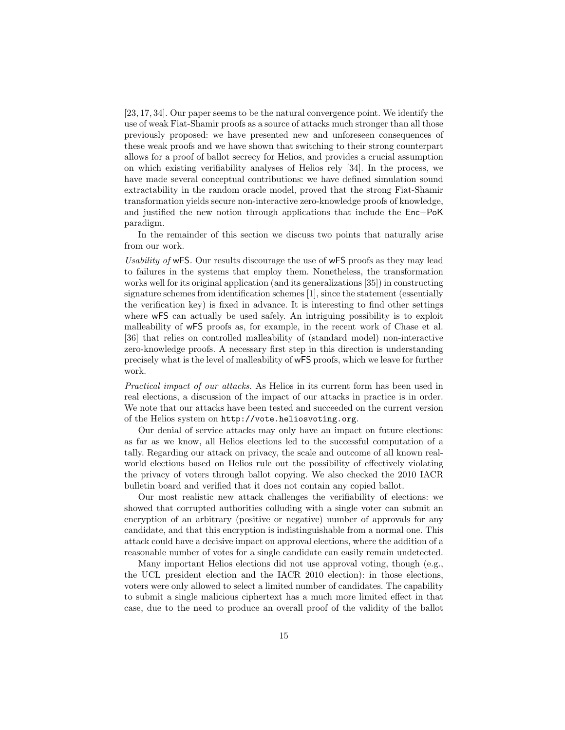[23, 17, 34]. Our paper seems to be the natural convergence point. We identify the use of weak Fiat-Shamir proofs as a source of attacks much stronger than all those previously proposed: we have presented new and unforeseen consequences of these weak proofs and we have shown that switching to their strong counterpart allows for a proof of ballot secrecy for Helios, and provides a crucial assumption on which existing verifiability analyses of Helios rely [34]. In the process, we have made several conceptual contributions: we have defined simulation sound extractability in the random oracle model, proved that the strong Fiat-Shamir transformation yields secure non-interactive zero-knowledge proofs of knowledge, and justified the new notion through applications that include the Enc+PoK paradigm.

In the remainder of this section we discuss two points that naturally arise from our work.

*Usability of* wFS. Our results discourage the use of wFS proofs as they may lead to failures in the systems that employ them. Nonetheless, the transformation works well for its original application (and its generalizations [35]) in constructing signature schemes from identification schemes [1], since the statement (essentially the verification key) is fixed in advance. It is interesting to find other settings where wFS can actually be used safely. An intriguing possibility is to exploit malleability of wFS proofs as, for example, in the recent work of Chase et al. [36] that relies on controlled malleability of (standard model) non-interactive zero-knowledge proofs. A necessary first step in this direction is understanding precisely what is the level of malleability of wFS proofs, which we leave for further work.

*Practical impact of our attacks.* As Helios in its current form has been used in real elections, a discussion of the impact of our attacks in practice is in order. We note that our attacks have been tested and succeeded on the current version of the Helios system on `http://vote.heliosvoting.org`.

Our denial of service attacks may only have an impact on future elections: as far as we know, all Helios elections led to the successful computation of a tally. Regarding our attack on privacy, the scale and outcome of all known real-world elections based on Helios rule out the possibility of effectively violating the privacy of voters through ballot copying. We also checked the 2010 IACR bulletin board and verified that it does not contain any copied ballot.

Our most realistic new attack challenges the verifiability of elections: we showed that corrupted authorities colluding with a single voter can submit an encryption of an arbitrary (positive or negative) number of approvals for any candidate, and that this encryption is indistinguishable from a normal one. This attack could have a decisive impact on approval elections, where the addition of a reasonable number of votes for a single candidate can easily remain undetected.

Many important Helios elections did not use approval voting, though (e.g., the UCL president election and the IACR 2010 election): in those elections, voters were only allowed to select a limited number of candidates. The capability to submit a single malicious ciphertext has a much more limited effect in that case, due to the need to produce an overall proof of the validity of the ballot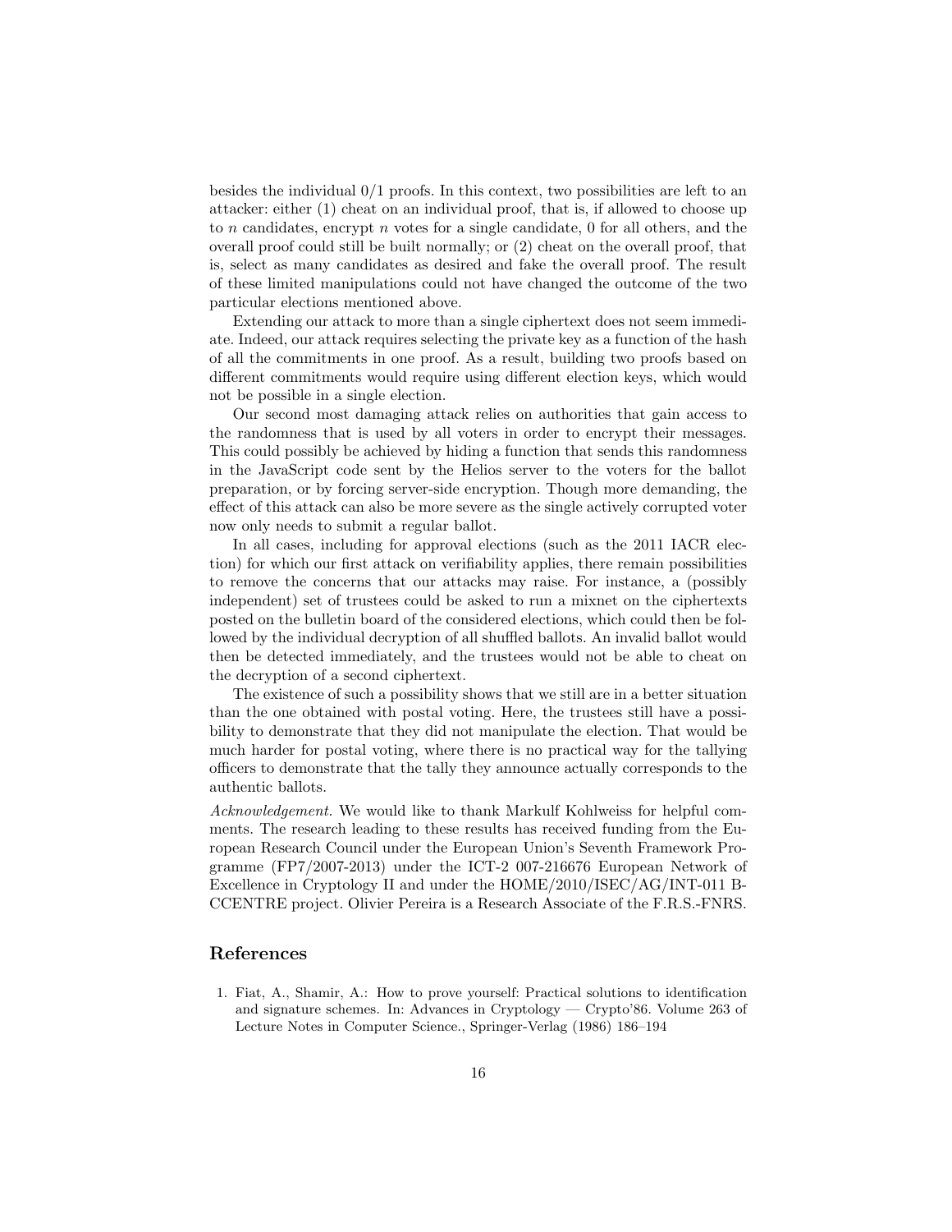besides the individual 0/1 proofs. In this context, two possibilities are left to an attacker: either (1) cheat on an individual proof, that is, if allowed to choose up to $n$ candidates, encrypt $n$ votes for a single candidate, 0 for all others, and the overall proof could still be built normally; or (2) cheat on the overall proof, that is, select as many candidates as desired and fake the overall proof. The result of these limited manipulations could not have changed the outcome of the two particular elections mentioned above.

Extending our attack to more than a single ciphertext does not seem immediate. Indeed, our attack requires selecting the private key as a function of the hash of all the commitments in one proof. As a result, building two proofs based on different commitments would require using different election keys, which would not be possible in a single election.

Our second most damaging attack relies on authorities that gain access to the randomness that is used by all voters in order to encrypt their messages. This could possibly be achieved by hiding a function that sends this randomness in the JavaScript code sent by the Helios server to the voters for the ballot preparation, or by forcing server-side encryption. Though more demanding, the effect of this attack can also be more severe as the single actively corrupted voter now only needs to submit a regular ballot.

In all cases, including for approval elections (such as the 2011 IACR election) for which our first attack on verifiability applies, there remain possibilities to remove the concerns that our attacks may raise. For instance, a (possibly independent) set of trustees could be asked to run a mixnet on the ciphertexts posted on the bulletin board of the considered elections, which could then be followed by the individual decryption of all shuffled ballots. An invalid ballot would then be detected immediately, and the trustees would not be able to cheat on the decryption of a second ciphertext.

The existence of such a possibility shows that we still are in a better situation than the one obtained with postal voting. Here, the trustees still have a possibility to demonstrate that they did not manipulate the election. That would be much harder for postal voting, where there is no practical way for the tallying officers to demonstrate that the tally they announce actually corresponds to the authentic ballots.

*Acknowledgement.* We would like to thank Markulf Kohlweiss for helpful comments. The research leading to these results has received funding from the European Research Council under the European Union's Seventh Framework Programme (FP7/2007-2013) under the ICT-2 007-216676 European Network of Excellence in Cryptology II and under the HOME/2010/ISEC/AG/INT-011 B-CCENTRE project. Olivier Pereira is a Research Associate of the F.R.S.-FNRS.

## References

1. Fiat, A., Shamir, A.: How to prove yourself: Practical solutions to identification and signature schemes. In: Advances in Cryptology — Crypto'86. Volume 263 of Lecture Notes in Computer Science., Springer-Verlag (1986) 186–194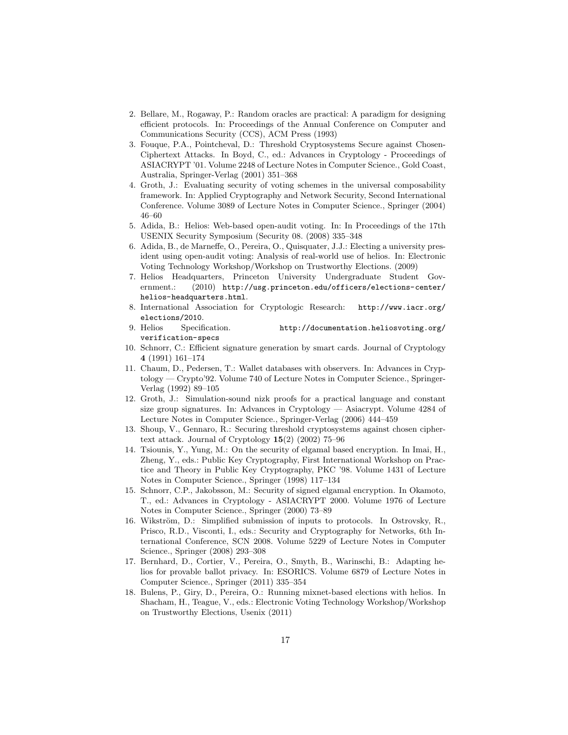2. Bellare, M., Rogaway, P.: Random oracles are practical: A paradigm for designing efficient protocols. In: Proceedings of the Annual Conference on Computer and Communications Security (CCS), ACM Press (1993)
3. Fouque, P.A., Pointcheval, D.: Threshold Cryptosystems Secure against Chosen-Ciphertext Attacks. In Boyd, C., ed.: Advances in Cryptology - Proceedings of ASIACRYPT '01. Volume 2248 of Lecture Notes in Computer Science., Gold Coast, Australia, Springer-Verlag (2001) 351–368
4. Groth, J.: Evaluating security of voting schemes in the universal composability framework. In: Applied Cryptography and Network Security, Second International Conference. Volume 3089 of Lecture Notes in Computer Science., Springer (2004) 46–60
5. Adida, B.: Helios: Web-based open-audit voting. In: In Proceedings of the 17th USENIX Security Symposium (Security 08. (2008) 335–348
6. Adida, B., de Marneffe, O., Pereira, O., Quisquater, J.J.: Electing a university president using open-audit voting: Analysis of real-world use of helios. In: Electronic Voting Technology Workshop/Workshop on Trustworthy Elections. (2009)
7. Helios Headquarters, Princeton University Undergraduate Student Government.: (2010) `http://usg.princeton.edu/officers/elections-center/helios-headquarters.html`.
8. International Association for Cryptologic Research: `http://www.iacr.org/elections/2010`.
9. Helios Specification. `http://documentation.heliosvoting.org/verification-specs`
10. Schnorr, C.: Efficient signature generation by smart cards. Journal of Cryptology **4** (1991) 161–174
11. Chaum, D., Pedersen, T.: Wallet databases with observers. In: Advances in Cryptology — Crypto'92. Volume 740 of Lecture Notes in Computer Science., Springer-Verlag (1992) 89–105
12. Groth, J.: Simulation-sound nizk proofs for a practical language and constant size group signatures. In: Advances in Cryptology — Asiacrypt. Volume 4284 of Lecture Notes in Computer Science., Springer-Verlag (2006) 444–459
13. Shoup, V., Gennaro, R.: Securing threshold cryptosystems against chosen ciphertext attack. Journal of Cryptology **15**(2) (2002) 75–96
14. Tsiounis, Y., Yung, M.: On the security of elgamal based encryption. In Imai, H., Zheng, Y., eds.: Public Key Cryptography, First International Workshop on Practice and Theory in Public Key Cryptography, PKC '98. Volume 1431 of Lecture Notes in Computer Science., Springer (1998) 117–134
15. Schnorr, C.P., Jakobsson, M.: Security of signed elgamal encryption. In Okamoto, T., ed.: Advances in Cryptology - ASIACRYPT 2000. Volume 1976 of Lecture Notes in Computer Science., Springer (2000) 73–89
16. Wikström, D.: Simplified submission of inputs to protocols. In Ostrovsky, R., Prisco, R.D., Visconti, I., eds.: Security and Cryptography for Networks, 6th International Conference, SCN 2008. Volume 5229 of Lecture Notes in Computer Science., Springer (2008) 293–308
17. Bernhard, D., Cortier, V., Pereira, O., Smyth, B., Warinschi, B.: Adapting helios for provable ballot privacy. In: ESORICS. Volume 6879 of Lecture Notes in Computer Science., Springer (2011) 335–354
18. Bulens, P., Giry, D., Pereira, O.: Running mixnet-based elections with helios. In Shacham, H., Teague, V., eds.: Electronic Voting Technology Workshop/Workshop on Trustworthy Elections, Usenix (2011)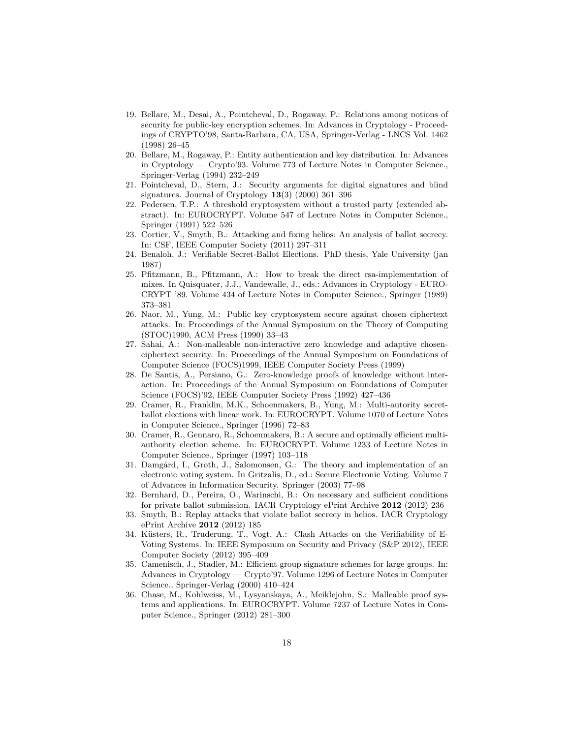19. Bellare, M., Desai, A., Pointcheval, D., Rogaway, P.: Relations among notions of security for public-key encryption schemes. In: Advances in Cryptology - Proceedings of CRYPTO'98, Santa-Barbara, CA, USA, Springer-Verlag - LNCS Vol. 1462 (1998) 26–45
20. Bellare, M., Rogaway, P.: Entity authentication and key distribution. In: Advances in Cryptology — Crypto'93. Volume 773 of Lecture Notes in Computer Science., Springer-Verlag (1994) 232–249
21. Pointcheval, D., Stern, J.: Security arguments for digital signatures and blind signatures. Journal of Cryptology **13**(3) (2000) 361–396
22. Pedersen, T.P.: A threshold cryptosystem without a trusted party (extended abstract). In: EUROCRYPT. Volume 547 of Lecture Notes in Computer Science., Springer (1991) 522–526
23. Cortier, V., Smyth, B.: Attacking and fixing helios: An analysis of ballot secrecy. In: CSF, IEEE Computer Society (2011) 297–311
24. Benaloh, J.: Verifiable Secret-Ballot Elections. PhD thesis, Yale University (jan 1987)
25. Pfitzmann, B., Pfitzmann, A.: How to break the direct rsa-implementation of mixes. In Quisquater, J.J., Vandewalle, J., eds.: Advances in Cryptology - EUROCRYPT '89. Volume 434 of Lecture Notes in Computer Science., Springer (1989) 373–381
26. Naor, M., Yung, M.: Public key cryptosystem secure against chosen ciphertext attacks. In: Proceedings of the Annual Symposium on the Theory of Computing (STOC)1990, ACM Press (1990) 33–43
27. Sahai, A.: Non-malleable non-interactive zero knowledge and adaptive chosen-ciphertext security. In: Proceedings of the Annual Symposium on Foundations of Computer Science (FOCS)1999, IEEE Computer Society Press (1999)
28. De Santis, A., Persiano, G.: Zero-knowledge proofs of knowledge without interaction. In: Proceedings of the Annual Symposium on Foundations of Computer Science (FOCS)'92, IEEE Computer Society Press (1992) 427–436
29. Cramer, R., Franklin, M.K., Schoenmakers, B., Yung, M.: Multi-autority secret-ballot elections with linear work. In: EUROCRYPT. Volume 1070 of Lecture Notes in Computer Science., Springer (1996) 72–83
30. Cramer, R., Gennaro, R., Schoenmakers, B.: A secure and optimally efficient multi-authority election scheme. In: EUROCRYPT. Volume 1233 of Lecture Notes in Computer Science., Springer (1997) 103–118
31. Damgård, I., Groth, J., Salomonsen, G.: The theory and implementation of an electronic voting system. In Gritzalis, D., ed.: Secure Electronic Voting. Volume 7 of Advances in Information Security. Springer (2003) 77–98
32. Bernhard, D., Pereira, O., Warinschi, B.: On necessary and sufficient conditions for private ballot submission. IACR Cryptology ePrint Archive **2012** (2012) 236
33. Smyth, B.: Replay attacks that violate ballot secrecy in helios. IACR Cryptology ePrint Archive **2012** (2012) 185
34. Küsters, R., Truderung, T., Vogt, A.: Clash Attacks on the Verifiability of E-Voting Systems. In: IEEE Symposium on Security and Privacy (S&P 2012), IEEE Computer Society (2012) 395–409
35. Camenisch, J., Stadler, M.: Efficient group signature schemes for large groups. In: Advances in Cryptology — Crypto'97. Volume 1296 of Lecture Notes in Computer Science., Springer-Verlag (2000) 410–424
36. Chase, M., Kohlweiss, M., Lysyanskaya, A., Meiklejohn, S.: Malleable proof systems and applications. In: EUROCRYPT. Volume 7237 of Lecture Notes in Computer Science., Springer (2012) 281–300